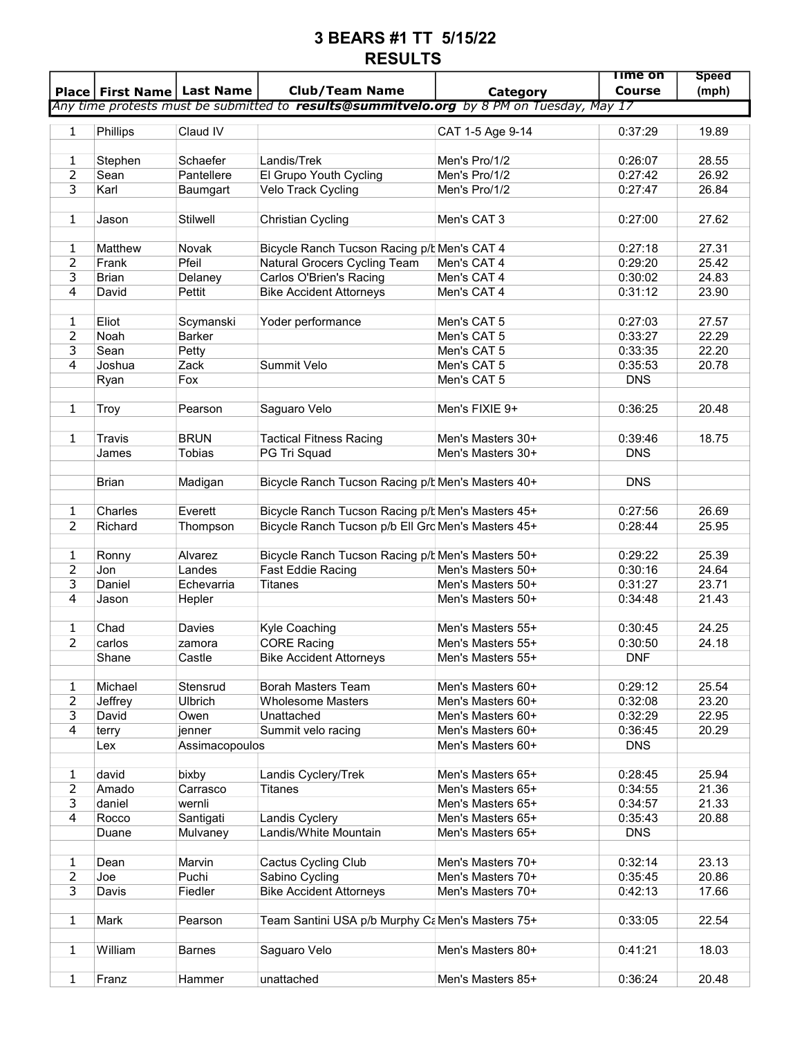# 3 BEARS #1 TT 5/15/22
# RESULTS

| Place | First Name | Last Name | Club/Team Name | Category | Time on Course | Speed (mph) |
|---|---|---|---|---|---|---|
| *Any time protests must be submitted to **results@summitvelo.org** by 8 PM on Tuesday, May 17* | | | | | | |
| 1 | Phillips | Claud IV | | CAT 1-5 Age 9-14 | 0:37:29 | 19.89 |
| | | | | | | |
| 1 | Stephen | Schaefer | Landis/Trek | Men's Pro/1/2 | 0:26:07 | 28.55 |
| 2 | Sean | Pantellere | El Grupo Youth Cycling | Men's Pro/1/2 | 0:27:42 | 26.92 |
| 3 | Karl | Baumgart | Velo Track Cycling | Men's Pro/1/2 | 0:27:47 | 26.84 |
| | | | | | | |
| 1 | Jason | Stilwell | Christian Cycling | Men's CAT 3 | 0:27:00 | 27.62 |
| | | | | | | |
| 1 | Matthew | Novak | Bicycle Ranch Tucson Racing p/b | Men's CAT 4 | 0:27:18 | 27.31 |
| 2 | Frank | Pfeil | Natural Grocers Cycling Team | Men's CAT 4 | 0:29:20 | 25.42 |
| 3 | Brian | Delaney | Carlos O'Brien's Racing | Men's CAT 4 | 0:30:02 | 24.83 |
| 4 | David | Pettit | Bike Accident Attorneys | Men's CAT 4 | 0:31:12 | 23.90 |
| | | | | | | |
| 1 | Eliot | Scymanski | Yoder performance | Men's CAT 5 | 0:27:03 | 27.57 |
| 2 | Noah | Barker | | Men's CAT 5 | 0:33:27 | 22.29 |
| 3 | Sean | Petty | | Men's CAT 5 | 0:33:35 | 22.20 |
| 4 | Joshua | Zack | Summit Velo | Men's CAT 5 | 0:35:53 | 20.78 |
| | Ryan | Fox | | Men's CAT 5 | DNS | |
| | | | | | | |
| 1 | Troy | Pearson | Saguaro Velo | Men's FIXIE 9+ | 0:36:25 | 20.48 |
| | | | | | | |
| 1 | Travis | BRUN | Tactical Fitness Racing | Men's Masters 30+ | 0:39:46 | 18.75 |
| | James | Tobias | PG Tri Squad | Men's Masters 30+ | DNS | |
| | | | | | | |
| | Brian | Madigan | Bicycle Ranch Tucson Racing p/b | Men's Masters 40+ | DNS | |
| | | | | | | |
| 1 | Charles | Everett | Bicycle Ranch Tucson Racing p/b | Men's Masters 45+ | 0:27:56 | 26.69 |
| 2 | Richard | Thompson | Bicycle Ranch Tucson p/b Ell Gro | Men's Masters 45+ | 0:28:44 | 25.95 |
| | | | | | | |
| 1 | Ronny | Alvarez | Bicycle Ranch Tucson Racing p/b | Men's Masters 50+ | 0:29:22 | 25.39 |
| 2 | Jon | Landes | Fast Eddie Racing | Men's Masters 50+ | 0:30:16 | 24.64 |
| 3 | Daniel | Echevarria | Titanes | Men's Masters 50+ | 0:31:27 | 23.71 |
| 4 | Jason | Hepler | | Men's Masters 50+ | 0:34:48 | 21.43 |
| | | | | | | |
| 1 | Chad | Davies | Kyle Coaching | Men's Masters 55+ | 0:30:45 | 24.25 |
| 2 | carlos | zamora | CORE Racing | Men's Masters 55+ | 0:30:50 | 24.18 |
| | Shane | Castle | Bike Accident Attorneys | Men's Masters 55+ | DNF | |
| | | | | | | |
| 1 | Michael | Stensrud | Borah Masters Team | Men's Masters 60+ | 0:29:12 | 25.54 |
| 2 | Jeffrey | Ulbrich | Wholesome Masters | Men's Masters 60+ | 0:32:08 | 23.20 |
| 3 | David | Owen | Unattached | Men's Masters 60+ | 0:32:29 | 22.95 |
| 4 | terry | jenner | Summit velo racing | Men's Masters 60+ | 0:36:45 | 20.29 |
| | Lex | Assimacopoulos | | Men's Masters 60+ | DNS | |
| | | | | | | |
| 1 | david | bixby | Landis Cyclery/Trek | Men's Masters 65+ | 0:28:45 | 25.94 |
| 2 | Amado | Carrasco | Titanes | Men's Masters 65+ | 0:34:55 | 21.36 |
| 3 | daniel | wernli | | Men's Masters 65+ | 0:34:57 | 21.33 |
| 4 | Rocco | Santigati | Landis Cyclery | Men's Masters 65+ | 0:35:43 | 20.88 |
| | Duane | Mulvaney | Landis/White Mountain | Men's Masters 65+ | DNS | |
| | | | | | | |
| 1 | Dean | Marvin | Cactus Cycling Club | Men's Masters 70+ | 0:32:14 | 23.13 |
| 2 | Joe | Puchi | Sabino Cycling | Men's Masters 70+ | 0:35:45 | 20.86 |
| 3 | Davis | Fiedler | Bike Accident Attorneys | Men's Masters 70+ | 0:42:13 | 17.66 |
| | | | | | | |
| 1 | Mark | Pearson | Team Santini USA p/b Murphy Ca | Men's Masters 75+ | 0:33:05 | 22.54 |
| | | | | | | |
| 1 | William | Barnes | Saguaro Velo | Men's Masters 80+ | 0:41:21 | 18.03 |
| | | | | | | |
| 1 | Franz | Hammer | unattached | Men's Masters 85+ | 0:36:24 | 20.48 |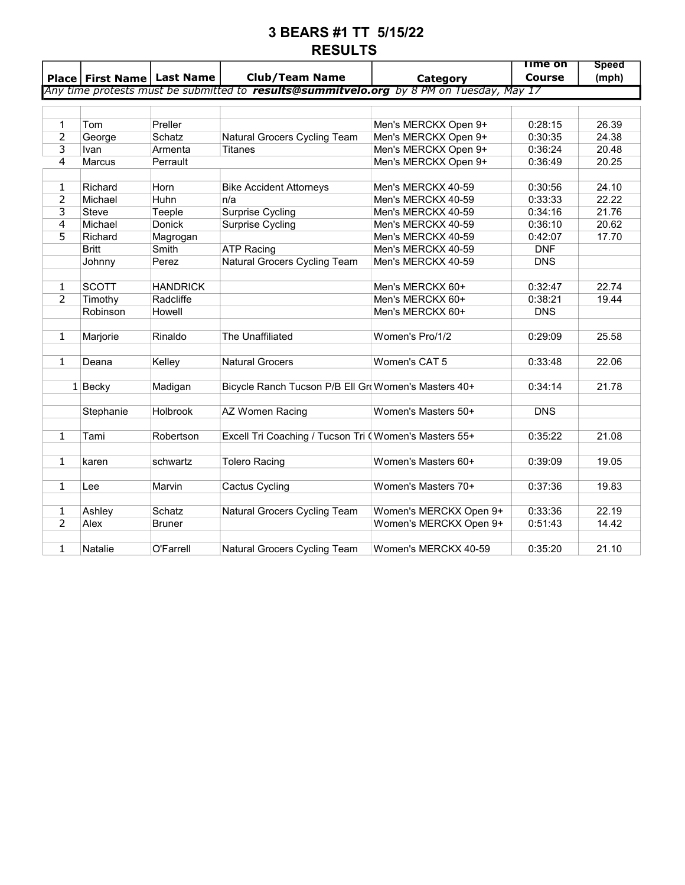# 3 BEARS #1 TT 5/15/22
# RESULTS

| Place | First Name | Last Name | Club/Team Name | Category | Time on Course | Speed (mph) |
|---|---|---|---|---|---|---|
| *Any time protests must be submitted to* ***results@summitvelo.org*** *by 8 PM on Tuesday, May 17* | | | | | | |
| | | | | | | |
| 1 | Tom | Preller | | Men's MERCKX Open 9+ | 0:28:15 | 26.39 |
| 2 | George | Schatz | Natural Grocers Cycling Team | Men's MERCKX Open 9+ | 0:30:35 | 24.38 |
| 3 | Ivan | Armenta | Titanes | Men's MERCKX Open 9+ | 0:36:24 | 20.48 |
| 4 | Marcus | Perrault | | Men's MERCKX Open 9+ | 0:36:49 | 20.25 |
| | | | | | | |
| 1 | Richard | Horn | Bike Accident Attorneys | Men's MERCKX 40-59 | 0:30:56 | 24.10 |
| 2 | Michael | Huhn | n/a | Men's MERCKX 40-59 | 0:33:33 | 22.22 |
| 3 | Steve | Teeple | Surprise Cycling | Men's MERCKX 40-59 | 0:34:16 | 21.76 |
| 4 | Michael | Donick | Surprise Cycling | Men's MERCKX 40-59 | 0:36:10 | 20.62 |
| 5 | Richard | Magrogan | | Men's MERCKX 40-59 | 0:42:07 | 17.70 |
| | Britt | Smith | ATP Racing | Men's MERCKX 40-59 | DNF | |
| | Johnny | Perez | Natural Grocers Cycling Team | Men's MERCKX 40-59 | DNS | |
| | | | | | | |
| 1 | SCOTT | HANDRICK | | Men's MERCKX 60+ | 0:32:47 | 22.74 |
| 2 | Timothy | Radcliffe | | Men's MERCKX 60+ | 0:38:21 | 19.44 |
| | Robinson | Howell | | Men's MERCKX 60+ | DNS | |
| | | | | | | |
| 1 | Marjorie | Rinaldo | The Unaffiliated | Women's Pro/1/2 | 0:29:09 | 25.58 |
| | | | | | | |
| 1 | Deana | Kelley | Natural Grocers | Women's CAT 5 | 0:33:48 | 22.06 |
| | | | | | | |
| 1 | Becky | Madigan | Bicycle Ranch Tucson P/B Ell Gr | Women's Masters 40+ | 0:34:14 | 21.78 |
| | | | | | | |
| | Stephanie | Holbrook | AZ Women Racing | Women's Masters 50+ | DNS | |
| | | | | | | |
| 1 | Tami | Robertson | Excell Tri Coaching / Tucson Tri ( | Women's Masters 55+ | 0:35:22 | 21.08 |
| | | | | | | |
| 1 | karen | schwartz | Tolero Racing | Women's Masters 60+ | 0:39:09 | 19.05 |
| | | | | | | |
| 1 | Lee | Marvin | Cactus Cycling | Women's Masters 70+ | 0:37:36 | 19.83 |
| | | | | | | |
| 1 | Ashley | Schatz | Natural Grocers Cycling Team | Women's MERCKX Open 9+ | 0:33:36 | 22.19 |
| 2 | Alex | Bruner | | Women's MERCKX Open 9+ | 0:51:43 | 14.42 |
| | | | | | | |
| 1 | Natalie | O'Farrell | Natural Grocers Cycling Team | Women's MERCKX 40-59 | 0:35:20 | 21.10 |